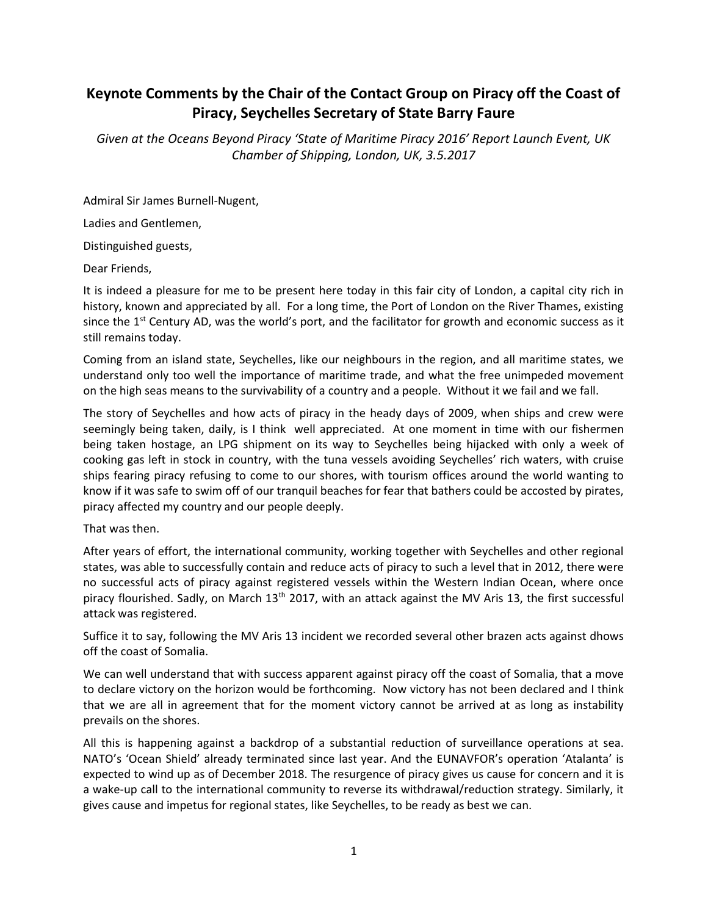# Keynote Comments by the Chair of the Contact Group on Piracy off the Coast of Piracy, Seychelles Secretary of State Barry Faure

*Given at the Oceans Beyond Piracy 'State of Maritime Piracy 2016' Report Launch Event, UK Chamber of Shipping, London, UK, 3.5.2017*

Admiral Sir James Burnell-Nugent,

Ladies and Gentlemen,

Distinguished guests,

Dear Friends,

It is indeed a pleasure for me to be present here today in this fair city of London, a capital city rich in history, known and appreciated by all. For a long time, the Port of London on the River Thames, existing since the 1st Century AD, was the world's port, and the facilitator for growth and economic success as it still remains today.

Coming from an island state, Seychelles, like our neighbours in the region, and all maritime states, we understand only too well the importance of maritime trade, and what the free unimpeded movement on the high seas means to the survivability of a country and a people. Without it we fail and we fall.

The story of Seychelles and how acts of piracy in the heady days of 2009, when ships and crew were seemingly being taken, daily, is I think well appreciated. At one moment in time with our fishermen being taken hostage, an LPG shipment on its way to Seychelles being hijacked with only a week of cooking gas left in stock in country, with the tuna vessels avoiding Seychelles' rich waters, with cruise ships fearing piracy refusing to come to our shores, with tourism offices around the world wanting to know if it was safe to swim off of our tranquil beaches for fear that bathers could be accosted by pirates, piracy affected my country and our people deeply.

That was then.

After years of effort, the international community, working together with Seychelles and other regional states, was able to successfully contain and reduce acts of piracy to such a level that in 2012, there were no successful acts of piracy against registered vessels within the Western Indian Ocean, where once piracy flourished. Sadly, on March 13th 2017, with an attack against the MV Aris 13, the first successful attack was registered.

Suffice it to say, following the MV Aris 13 incident we recorded several other brazen acts against dhows off the coast of Somalia.

We can well understand that with success apparent against piracy off the coast of Somalia, that a move to declare victory on the horizon would be forthcoming. Now victory has not been declared and I think that we are all in agreement that for the moment victory cannot be arrived at as long as instability prevails on the shores.

All this is happening against a backdrop of a substantial reduction of surveillance operations at sea. NATO's 'Ocean Shield' already terminated since last year. And the EUNAVFOR's operation 'Atalanta' is expected to wind up as of December 2018. The resurgence of piracy gives us cause for concern and it is a wake-up call to the international community to reverse its withdrawal/reduction strategy. Similarly, it gives cause and impetus for regional states, like Seychelles, to be ready as best we can.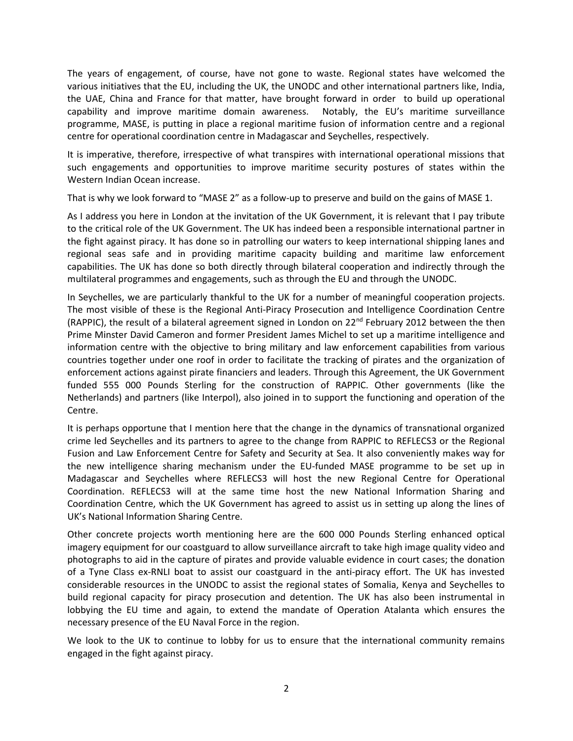The years of engagement, of course, have not gone to waste. Regional states have welcomed the various initiatives that the EU, including the UK, the UNODC and other international partners like, India, the UAE, China and France for that matter, have brought forward in order to build up operational capability and improve maritime domain awareness. Notably, the EU's maritime surveillance programme, MASE, is putting in place a regional maritime fusion of information centre and a regional centre for operational coordination centre in Madagascar and Seychelles, respectively.

It is imperative, therefore, irrespective of what transpires with international operational missions that such engagements and opportunities to improve maritime security postures of states within the Western Indian Ocean increase.

That is why we look forward to "MASE 2" as a follow-up to preserve and build on the gains of MASE 1.

As I address you here in London at the invitation of the UK Government, it is relevant that I pay tribute to the critical role of the UK Government. The UK has indeed been a responsible international partner in the fight against piracy. It has done so in patrolling our waters to keep international shipping lanes and regional seas safe and in providing maritime capacity building and maritime law enforcement capabilities. The UK has done so both directly through bilateral cooperation and indirectly through the multilateral programmes and engagements, such as through the EU and through the UNODC.

In Seychelles, we are particularly thankful to the UK for a number of meaningful cooperation projects. The most visible of these is the Regional Anti-Piracy Prosecution and Intelligence Coordination Centre (RAPPIC), the result of a bilateral agreement signed in London on 22nd February 2012 between the then Prime Minster David Cameron and former President James Michel to set up a maritime intelligence and information centre with the objective to bring military and law enforcement capabilities from various countries together under one roof in order to facilitate the tracking of pirates and the organization of enforcement actions against pirate financiers and leaders. Through this Agreement, the UK Government funded 555 000 Pounds Sterling for the construction of RAPPIC. Other governments (like the Netherlands) and partners (like Interpol), also joined in to support the functioning and operation of the Centre.

It is perhaps opportune that I mention here that the change in the dynamics of transnational organized crime led Seychelles and its partners to agree to the change from RAPPIC to REFLECS3 or the Regional Fusion and Law Enforcement Centre for Safety and Security at Sea. It also conveniently makes way for the new intelligence sharing mechanism under the EU-funded MASE programme to be set up in Madagascar and Seychelles where REFLECS3 will host the new Regional Centre for Operational Coordination. REFLECS3 will at the same time host the new National Information Sharing and Coordination Centre, which the UK Government has agreed to assist us in setting up along the lines of UK's National Information Sharing Centre.

Other concrete projects worth mentioning here are the 600 000 Pounds Sterling enhanced optical imagery equipment for our coastguard to allow surveillance aircraft to take high image quality video and photographs to aid in the capture of pirates and provide valuable evidence in court cases; the donation of a Tyne Class ex-RNLI boat to assist our coastguard in the anti-piracy effort. The UK has invested considerable resources in the UNODC to assist the regional states of Somalia, Kenya and Seychelles to build regional capacity for piracy prosecution and detention. The UK has also been instrumental in lobbying the EU time and again, to extend the mandate of Operation Atalanta which ensures the necessary presence of the EU Naval Force in the region.

We look to the UK to continue to lobby for us to ensure that the international community remains engaged in the fight against piracy.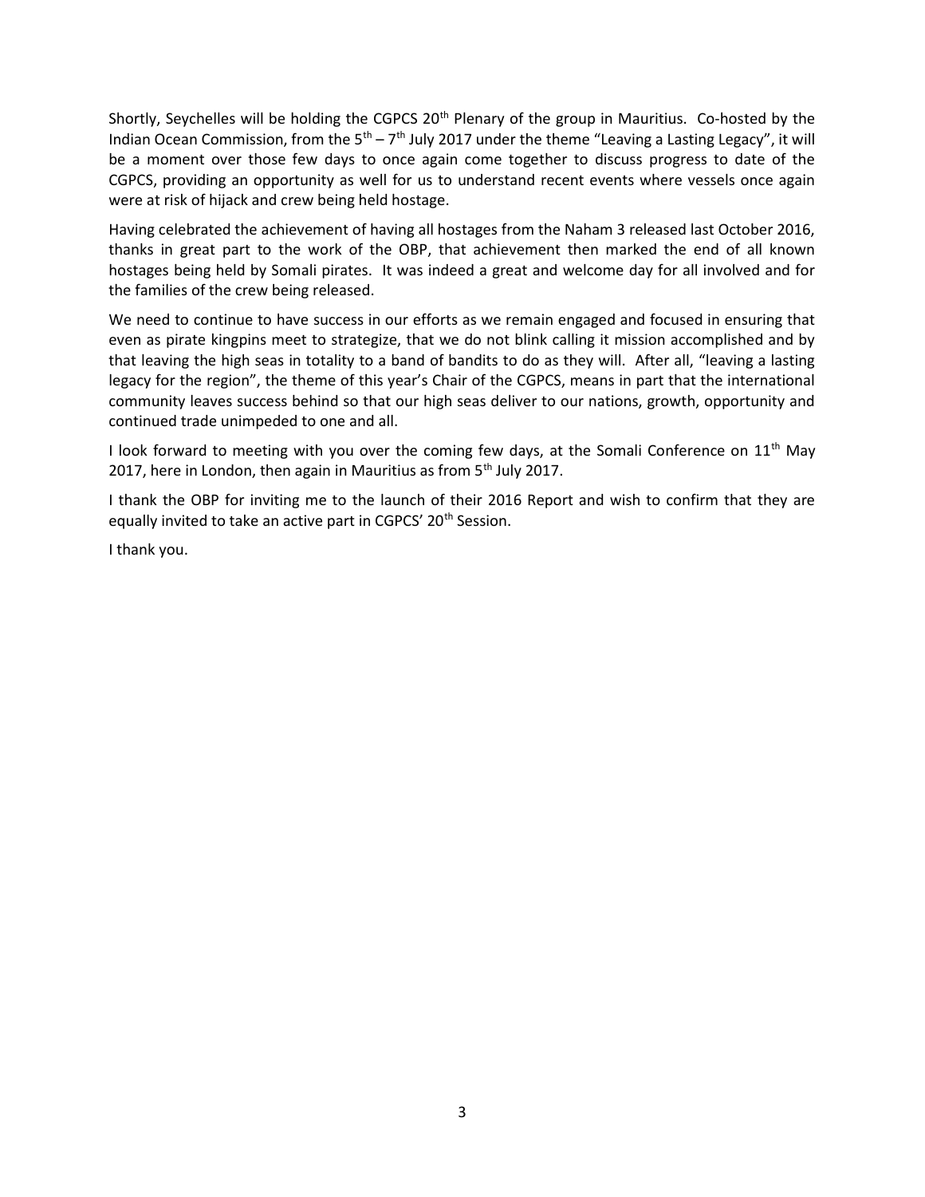Shortly, Seychelles will be holding the CGPCS 20th Plenary of the group in Mauritius. Co-hosted by the Indian Ocean Commission, from the 5th – 7th July 2017 under the theme "Leaving a Lasting Legacy", it will be a moment over those few days to once again come together to discuss progress to date of the CGPCS, providing an opportunity as well for us to understand recent events where vessels once again were at risk of hijack and crew being held hostage.

Having celebrated the achievement of having all hostages from the Naham 3 released last October 2016, thanks in great part to the work of the OBP, that achievement then marked the end of all known hostages being held by Somali pirates. It was indeed a great and welcome day for all involved and for the families of the crew being released.

We need to continue to have success in our efforts as we remain engaged and focused in ensuring that even as pirate kingpins meet to strategize, that we do not blink calling it mission accomplished and by that leaving the high seas in totality to a band of bandits to do as they will. After all, "leaving a lasting legacy for the region", the theme of this year's Chair of the CGPCS, means in part that the international community leaves success behind so that our high seas deliver to our nations, growth, opportunity and continued trade unimpeded to one and all.

I look forward to meeting with you over the coming few days, at the Somali Conference on 11th May 2017, here in London, then again in Mauritius as from 5th July 2017.

I thank the OBP for inviting me to the launch of their 2016 Report and wish to confirm that they are equally invited to take an active part in CGPCS' 20th Session.

I thank you.